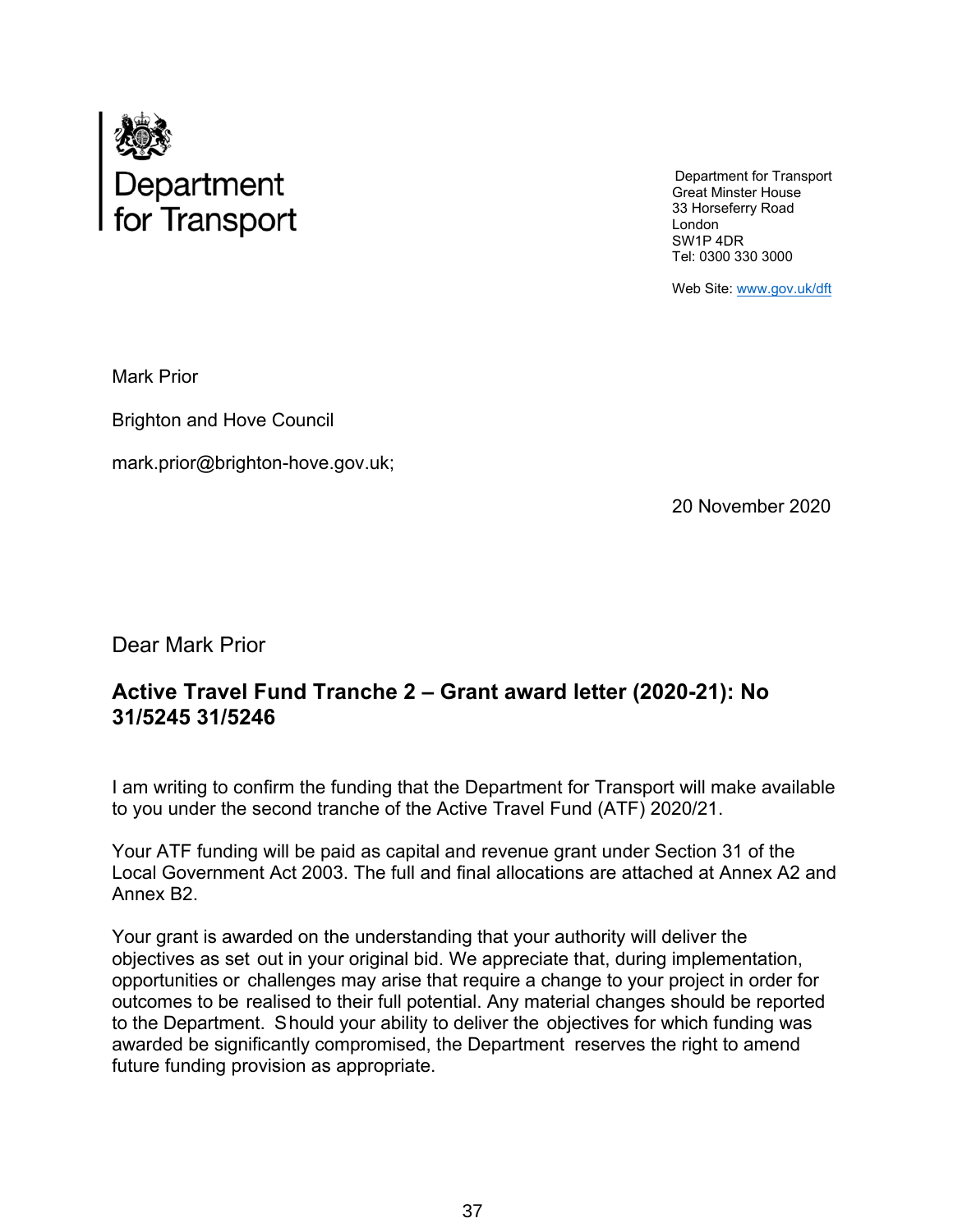Department for Transport

Department for Transport
Great Minster House
33 Horseferry Road
London
SW1P 4DR
Tel: 0300 330 3000

Web Site: www.gov.uk/dft

Mark Prior

Brighton and Hove Council

mark.prior@brighton-hove.gov.uk;

20 November 2020

Dear Mark Prior

## Active Travel Fund Tranche 2 – Grant award letter (2020-21): No 31/5245 31/5246

I am writing to confirm the funding that the Department for Transport will make available to you under the second tranche of the Active Travel Fund (ATF) 2020/21.

Your ATF funding will be paid as capital and revenue grant under Section 31 of the Local Government Act 2003. The full and final allocations are attached at Annex A2 and Annex B2.

Your grant is awarded on the understanding that your authority will deliver the objectives as set out in your original bid. We appreciate that, during implementation, opportunities or challenges may arise that require a change to your project in order for outcomes to be realised to their full potential. Any material changes should be reported to the Department. Should your ability to deliver the objectives for which funding was awarded be significantly compromised, the Department reserves the right to amend future funding provision as appropriate.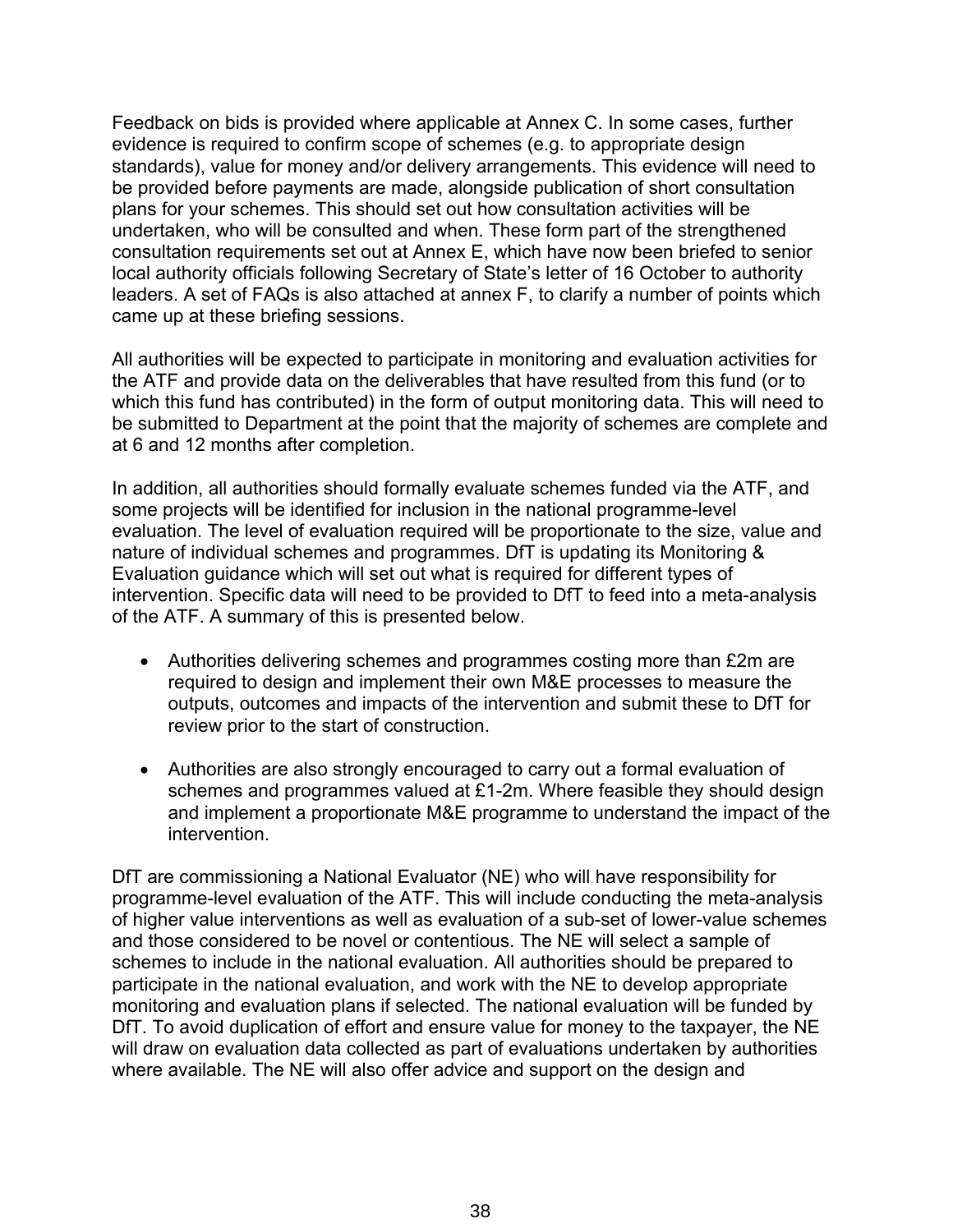Feedback on bids is provided where applicable at Annex C. In some cases, further evidence is required to confirm scope of schemes (e.g. to appropriate design standards), value for money and/or delivery arrangements. This evidence will need to be provided before payments are made, alongside publication of short consultation plans for your schemes. This should set out how consultation activities will be undertaken, who will be consulted and when. These form part of the strengthened consultation requirements set out at Annex E, which have now been briefed to senior local authority officials following Secretary of State's letter of 16 October to authority leaders. A set of FAQs is also attached at annex F, to clarify a number of points which came up at these briefing sessions.

All authorities will be expected to participate in monitoring and evaluation activities for the ATF and provide data on the deliverables that have resulted from this fund (or to which this fund has contributed) in the form of output monitoring data. This will need to be submitted to Department at the point that the majority of schemes are complete and at 6 and 12 months after completion.

In addition, all authorities should formally evaluate schemes funded via the ATF, and some projects will be identified for inclusion in the national programme-level evaluation. The level of evaluation required will be proportionate to the size, value and nature of individual schemes and programmes. DfT is updating its Monitoring & Evaluation guidance which will set out what is required for different types of intervention. Specific data will need to be provided to DfT to feed into a meta-analysis of the ATF. A summary of this is presented below.

- Authorities delivering schemes and programmes costing more than £2m are required to design and implement their own M&E processes to measure the outputs, outcomes and impacts of the intervention and submit these to DfT for review prior to the start of construction.

- Authorities are also strongly encouraged to carry out a formal evaluation of schemes and programmes valued at £1-2m. Where feasible they should design and implement a proportionate M&E programme to understand the impact of the intervention.

DfT are commissioning a National Evaluator (NE) who will have responsibility for programme-level evaluation of the ATF. This will include conducting the meta-analysis of higher value interventions as well as evaluation of a sub-set of lower-value schemes and those considered to be novel or contentious. The NE will select a sample of schemes to include in the national evaluation. All authorities should be prepared to participate in the national evaluation, and work with the NE to develop appropriate monitoring and evaluation plans if selected. The national evaluation will be funded by DfT. To avoid duplication of effort and ensure value for money to the taxpayer, the NE will draw on evaluation data collected as part of evaluations undertaken by authorities where available. The NE will also offer advice and support on the design and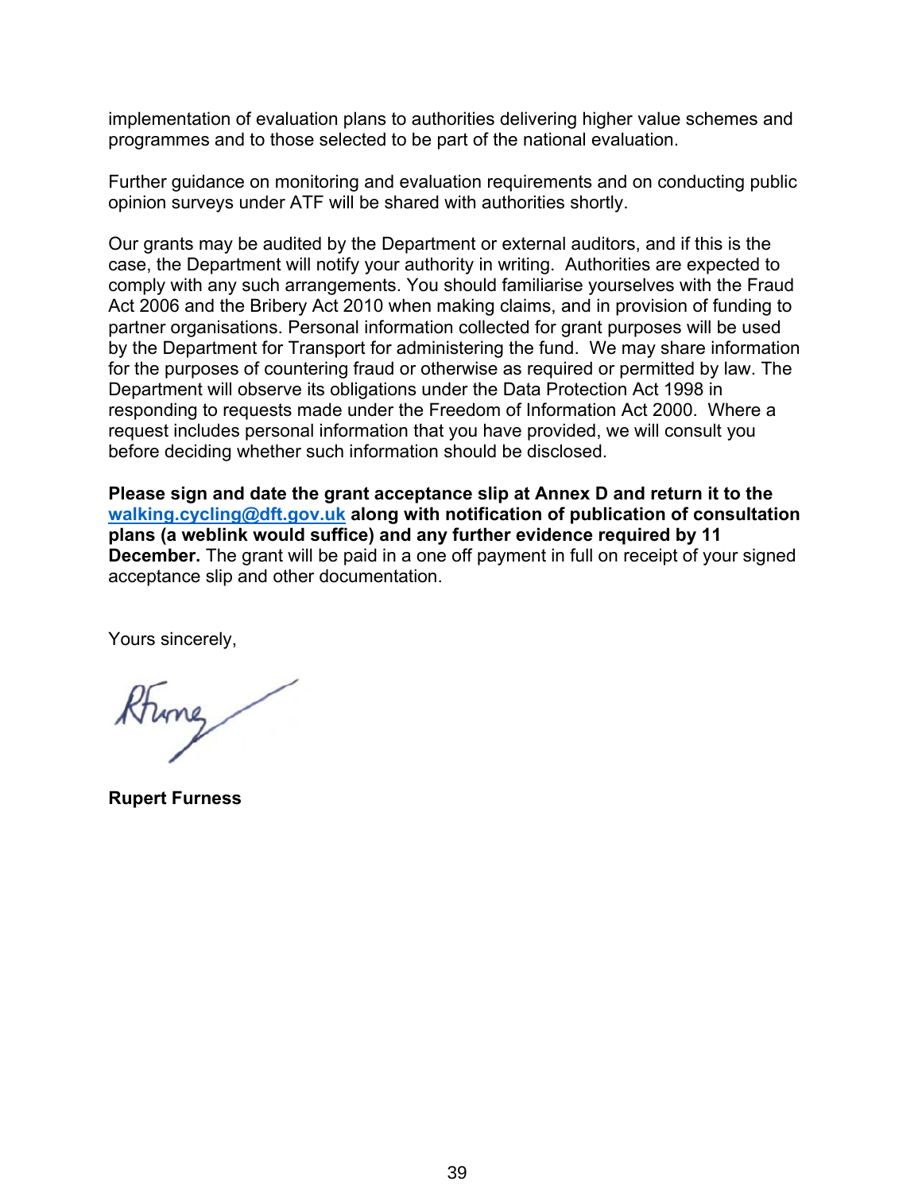implementation of evaluation plans to authorities delivering higher value schemes and programmes and to those selected to be part of the national evaluation.

Further guidance on monitoring and evaluation requirements and on conducting public opinion surveys under ATF will be shared with authorities shortly.

Our grants may be audited by the Department or external auditors, and if this is the case, the Department will notify your authority in writing. Authorities are expected to comply with any such arrangements. You should familiarise yourselves with the Fraud Act 2006 and the Bribery Act 2010 when making claims, and in provision of funding to partner organisations. Personal information collected for grant purposes will be used by the Department for Transport for administering the fund. We may share information for the purposes of countering fraud or otherwise as required or permitted by law. The Department will observe its obligations under the Data Protection Act 1998 in responding to requests made under the Freedom of Information Act 2000. Where a request includes personal information that you have provided, we will consult you before deciding whether such information should be disclosed.

**Please sign and date the grant acceptance slip at Annex D and return it to the walking.cycling@dft.gov.uk along with notification of publication of consultation plans (a weblink would suffice) and any further evidence required by 11 December.** The grant will be paid in a one off payment in full on receipt of your signed acceptance slip and other documentation.

Yours sincerely,

**Rupert Furness**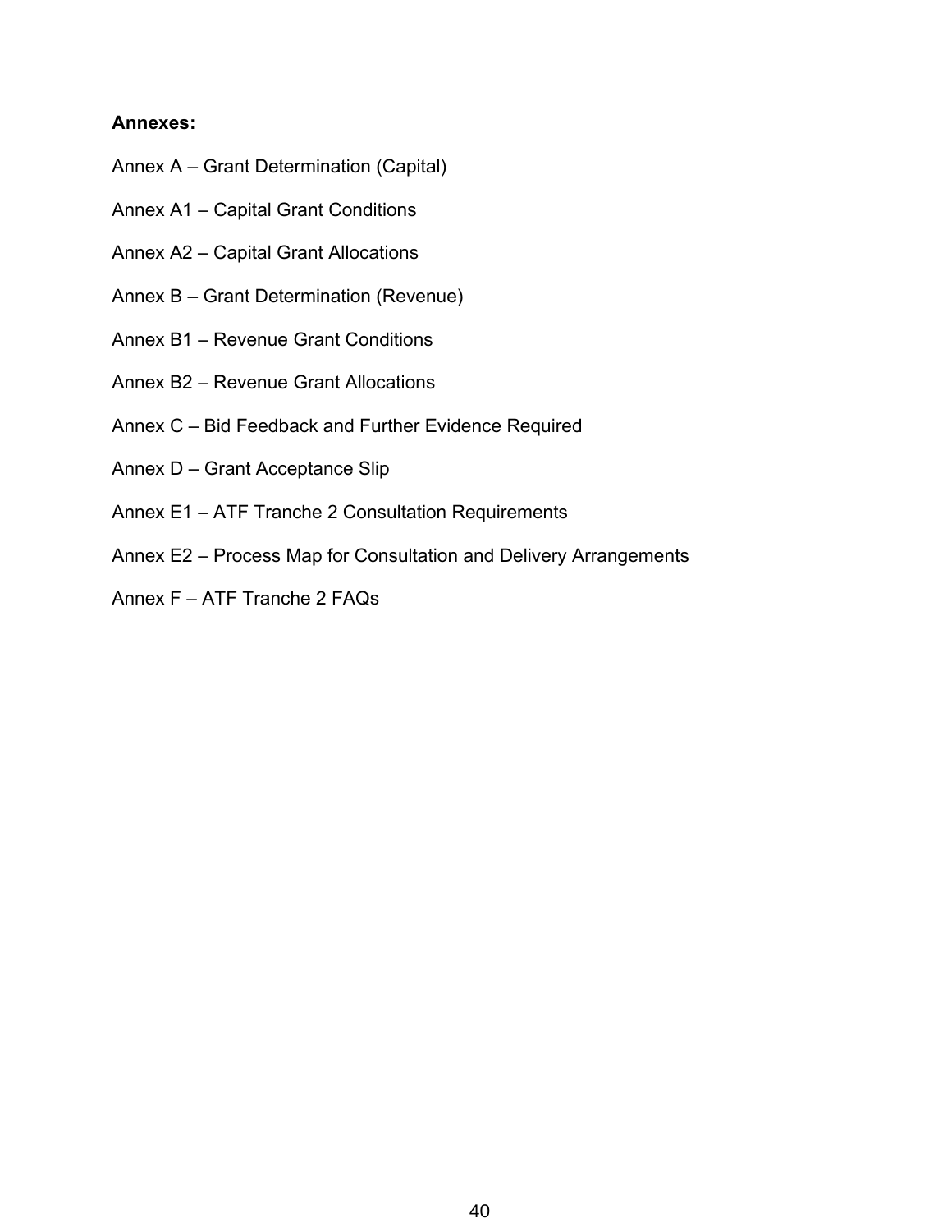**Annexes:**

Annex A – Grant Determination (Capital)

Annex A1 – Capital Grant Conditions

Annex A2 – Capital Grant Allocations

Annex B – Grant Determination (Revenue)

Annex B1 – Revenue Grant Conditions

Annex B2 – Revenue Grant Allocations

Annex C – Bid Feedback and Further Evidence Required

Annex D – Grant Acceptance Slip

Annex E1 – ATF Tranche 2 Consultation Requirements

Annex E2 – Process Map for Consultation and Delivery Arrangements

Annex F – ATF Tranche 2 FAQs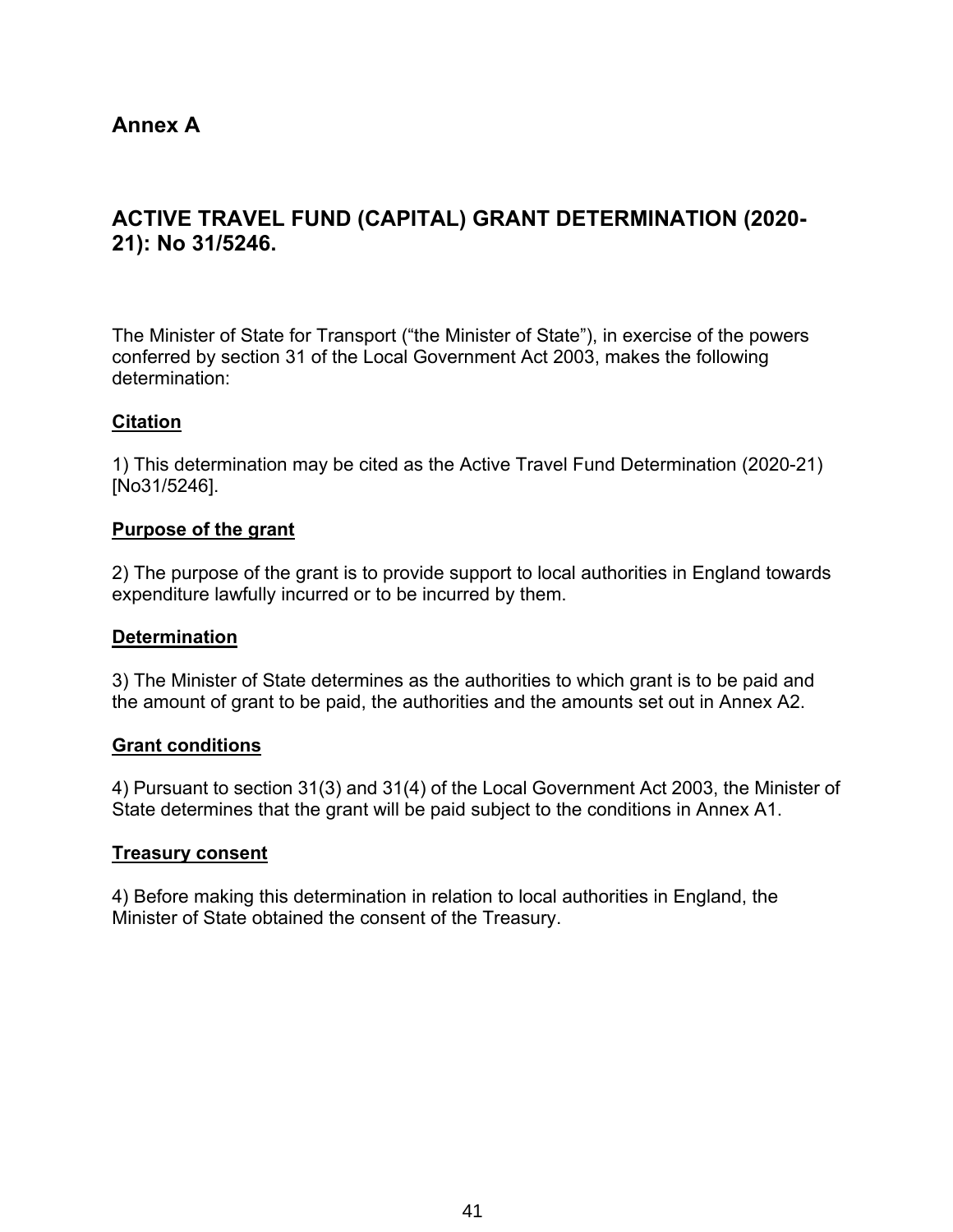## Annex A

## ACTIVE TRAVEL FUND (CAPITAL) GRANT DETERMINATION (2020-21): No 31/5246.

The Minister of State for Transport ("the Minister of State"), in exercise of the powers conferred by section 31 of the Local Government Act 2003, makes the following determination:

**Citation**

1) This determination may be cited as the Active Travel Fund Determination (2020-21) [No31/5246].

**Purpose of the grant**

2) The purpose of the grant is to provide support to local authorities in England towards expenditure lawfully incurred or to be incurred by them.

**Determination**

3) The Minister of State determines as the authorities to which grant is to be paid and the amount of grant to be paid, the authorities and the amounts set out in Annex A2.

**Grant conditions**

4) Pursuant to section 31(3) and 31(4) of the Local Government Act 2003, the Minister of State determines that the grant will be paid subject to the conditions in Annex A1.

**Treasury consent**

4) Before making this determination in relation to local authorities in England, the Minister of State obtained the consent of the Treasury.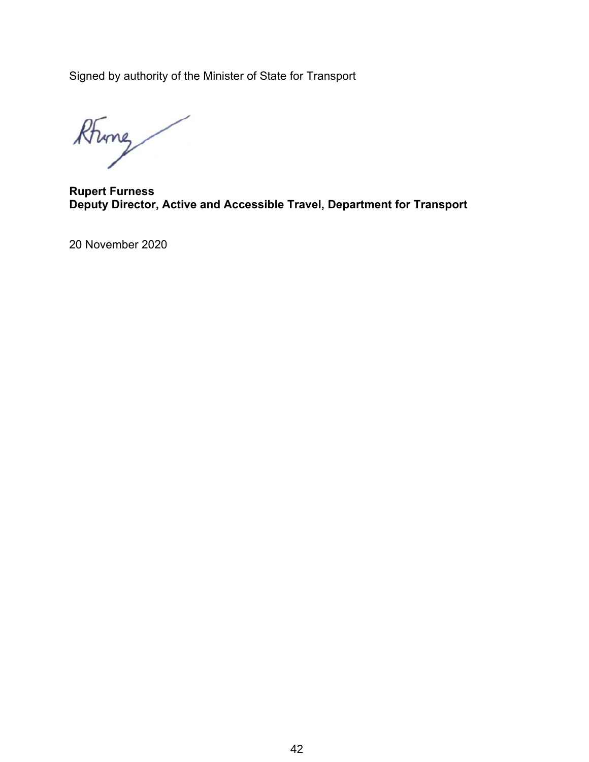Signed by authority of the Minister of State for Transport

**Rupert Furness**
**Deputy Director, Active and Accessible Travel, Department for Transport**

20 November 2020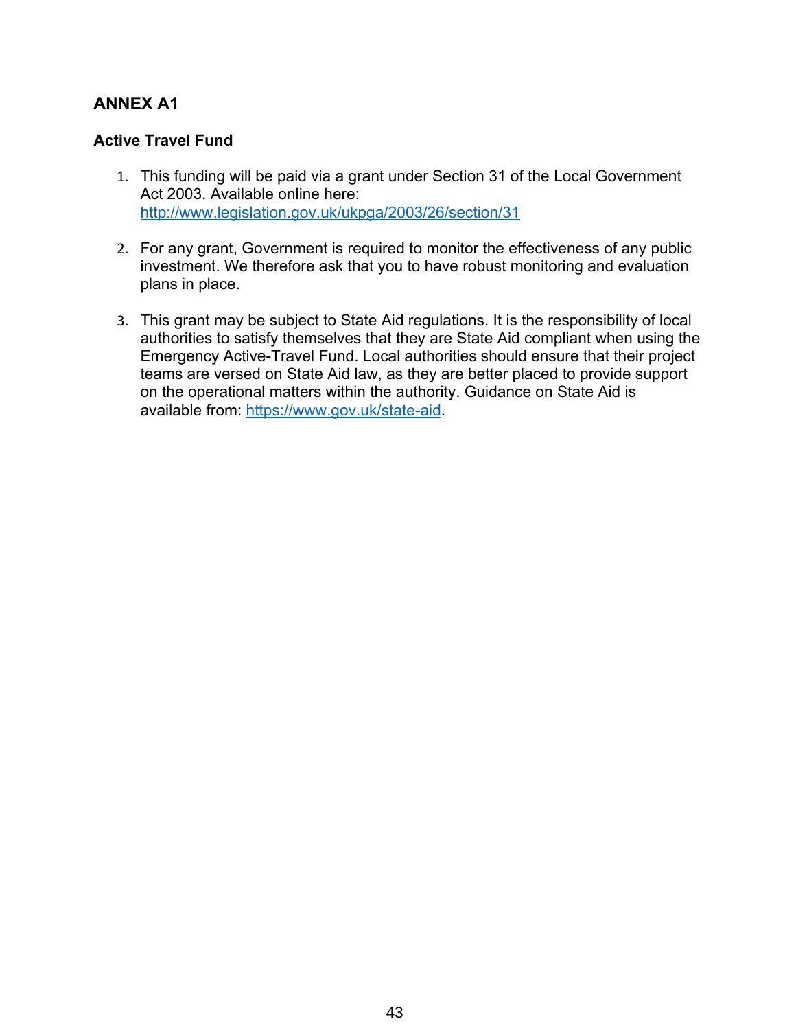## ANNEX A1

### Active Travel Fund

1. This funding will be paid via a grant under Section 31 of the Local Government Act 2003. Available online here: http://www.legislation.gov.uk/ukpga/2003/26/section/31

2. For any grant, Government is required to monitor the effectiveness of any public investment. We therefore ask that you to have robust monitoring and evaluation plans in place.

3. This grant may be subject to State Aid regulations. It is the responsibility of local authorities to satisfy themselves that they are State Aid compliant when using the Emergency Active-Travel Fund. Local authorities should ensure that their project teams are versed on State Aid law, as they are better placed to provide support on the operational matters within the authority. Guidance on State Aid is available from: https://www.gov.uk/state-aid.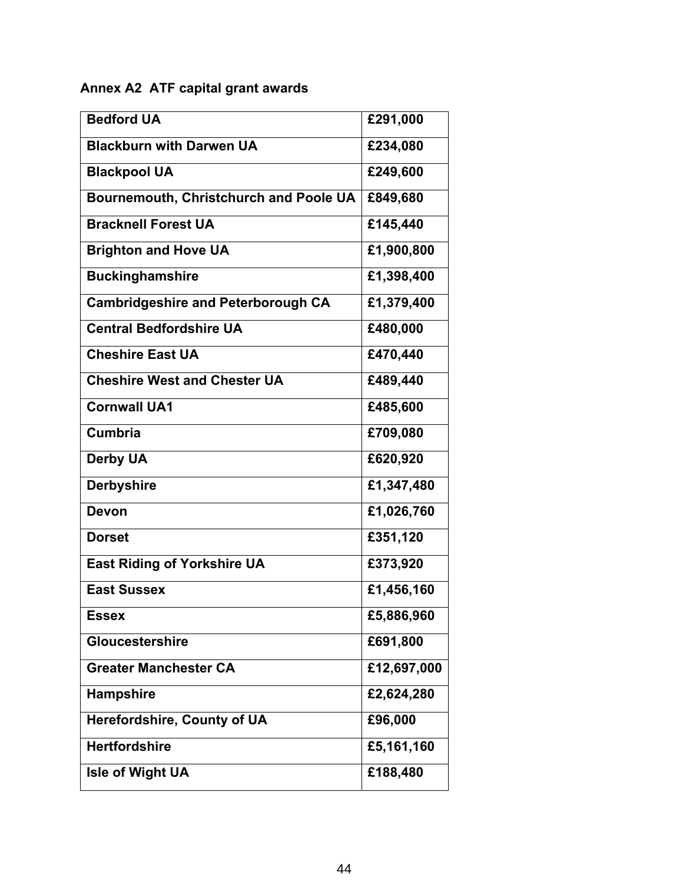## Annex A2 ATF capital grant awards

| | |
|---|---|
| **Bedford UA** | **£291,000** |
| **Blackburn with Darwen UA** | **£234,080** |
| **Blackpool UA** | **£249,600** |
| **Bournemouth, Christchurch and Poole UA** | **£849,680** |
| **Bracknell Forest UA** | **£145,440** |
| **Brighton and Hove UA** | **£1,900,800** |
| **Buckinghamshire** | **£1,398,400** |
| **Cambridgeshire and Peterborough CA** | **£1,379,400** |
| **Central Bedfordshire UA** | **£480,000** |
| **Cheshire East UA** | **£470,440** |
| **Cheshire West and Chester UA** | **£489,440** |
| **Cornwall UA1** | **£485,600** |
| **Cumbria** | **£709,080** |
| **Derby UA** | **£620,920** |
| **Derbyshire** | **£1,347,480** |
| **Devon** | **£1,026,760** |
| **Dorset** | **£351,120** |
| **East Riding of Yorkshire UA** | **£373,920** |
| **East Sussex** | **£1,456,160** |
| **Essex** | **£5,886,960** |
| **Gloucestershire** | **£691,800** |
| **Greater Manchester CA** | **£12,697,000** |
| **Hampshire** | **£2,624,280** |
| **Herefordshire, County of UA** | **£96,000** |
| **Hertfordshire** | **£5,161,160** |
| **Isle of Wight UA** | **£188,480** |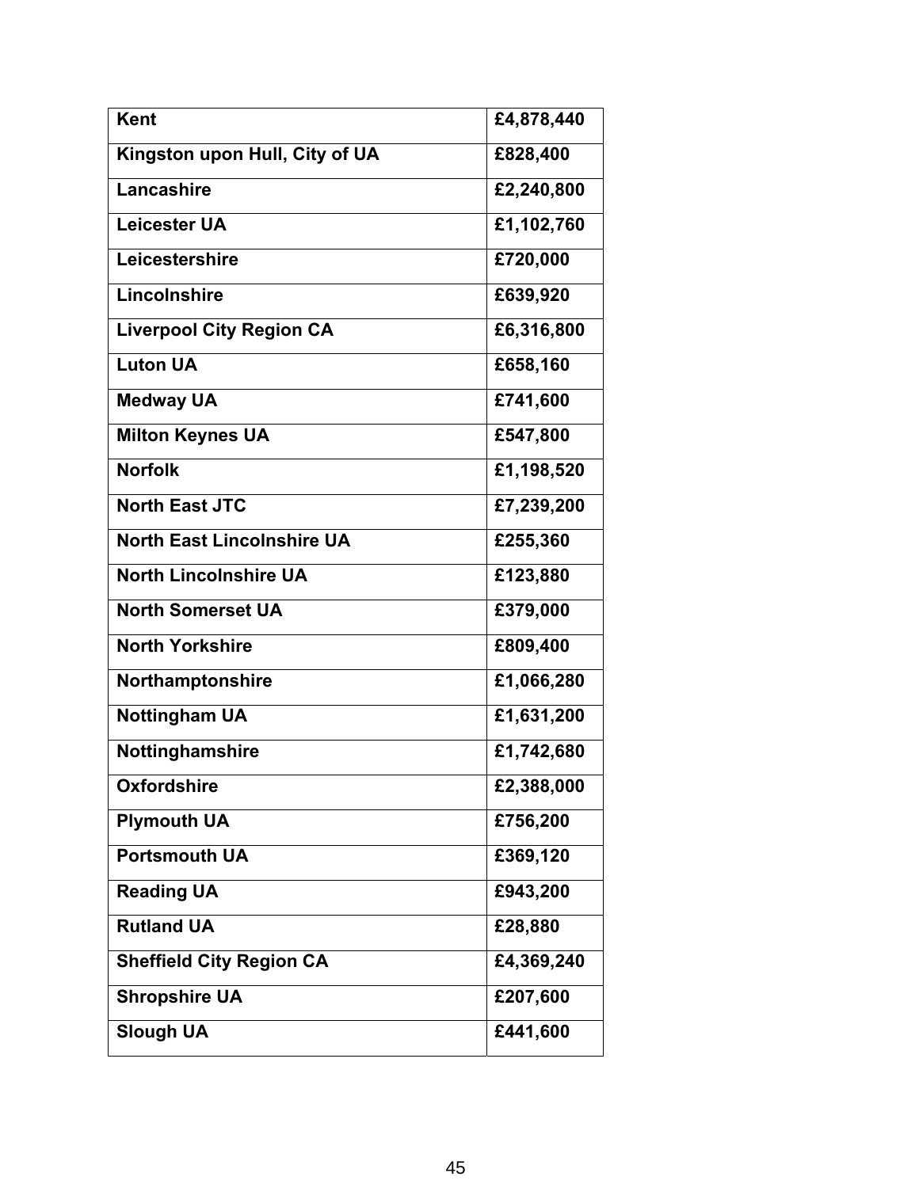| Kent | £4,878,440 |
|---|---|
| Kingston upon Hull, City of UA | £828,400 |
| Lancashire | £2,240,800 |
| Leicester UA | £1,102,760 |
| Leicestershire | £720,000 |
| Lincolnshire | £639,920 |
| Liverpool City Region CA | £6,316,800 |
| Luton UA | £658,160 |
| Medway UA | £741,600 |
| Milton Keynes UA | £547,800 |
| Norfolk | £1,198,520 |
| North East JTC | £7,239,200 |
| North East Lincolnshire UA | £255,360 |
| North Lincolnshire UA | £123,880 |
| North Somerset UA | £379,000 |
| North Yorkshire | £809,400 |
| Northamptonshire | £1,066,280 |
| Nottingham UA | £1,631,200 |
| Nottinghamshire | £1,742,680 |
| Oxfordshire | £2,388,000 |
| Plymouth UA | £756,200 |
| Portsmouth UA | £369,120 |
| Reading UA | £943,200 |
| Rutland UA | £28,880 |
| Sheffield City Region CA | £4,369,240 |
| Shropshire UA | £207,600 |
| Slough UA | £441,600 |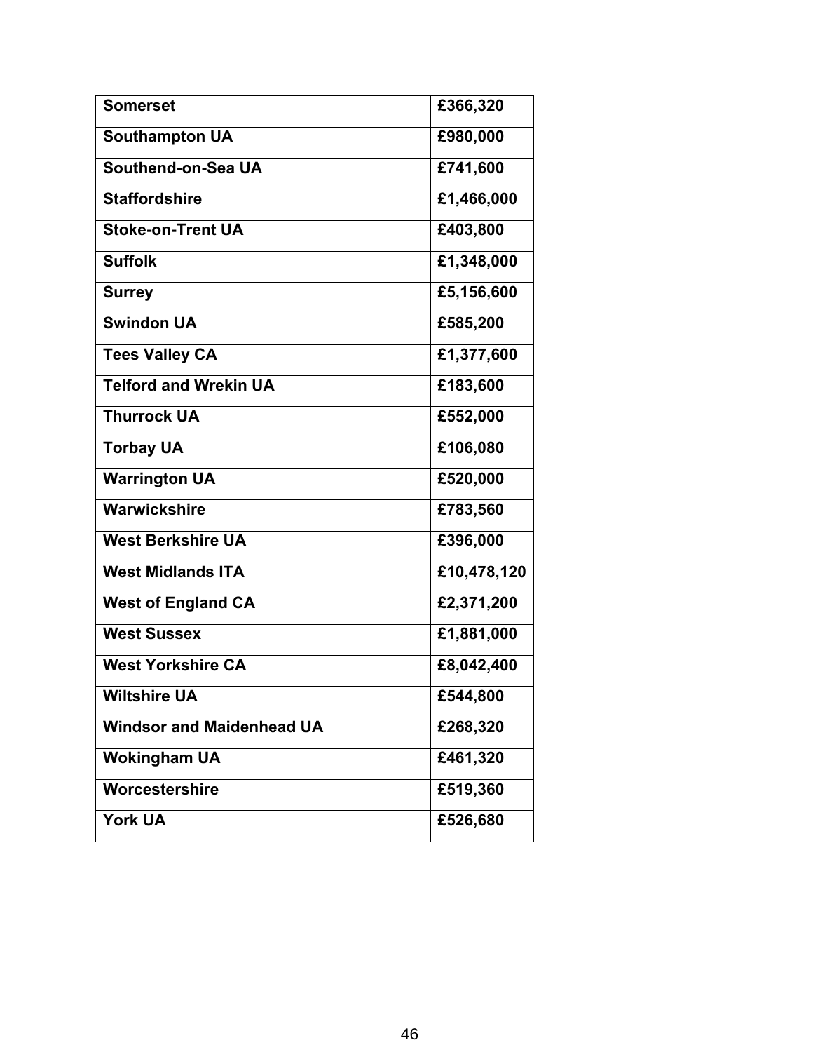| Somerset | £366,320 |
|---|---|
| Southampton UA | £980,000 |
| Southend-on-Sea UA | £741,600 |
| Staffordshire | £1,466,000 |
| Stoke-on-Trent UA | £403,800 |
| Suffolk | £1,348,000 |
| Surrey | £5,156,600 |
| Swindon UA | £585,200 |
| Tees Valley CA | £1,377,600 |
| Telford and Wrekin UA | £183,600 |
| Thurrock UA | £552,000 |
| Torbay UA | £106,080 |
| Warrington UA | £520,000 |
| Warwickshire | £783,560 |
| West Berkshire UA | £396,000 |
| West Midlands ITA | £10,478,120 |
| West of England CA | £2,371,200 |
| West Sussex | £1,881,000 |
| West Yorkshire CA | £8,042,400 |
| Wiltshire UA | £544,800 |
| Windsor and Maidenhead UA | £268,320 |
| Wokingham UA | £461,320 |
| Worcestershire | £519,360 |
| York UA | £526,680 |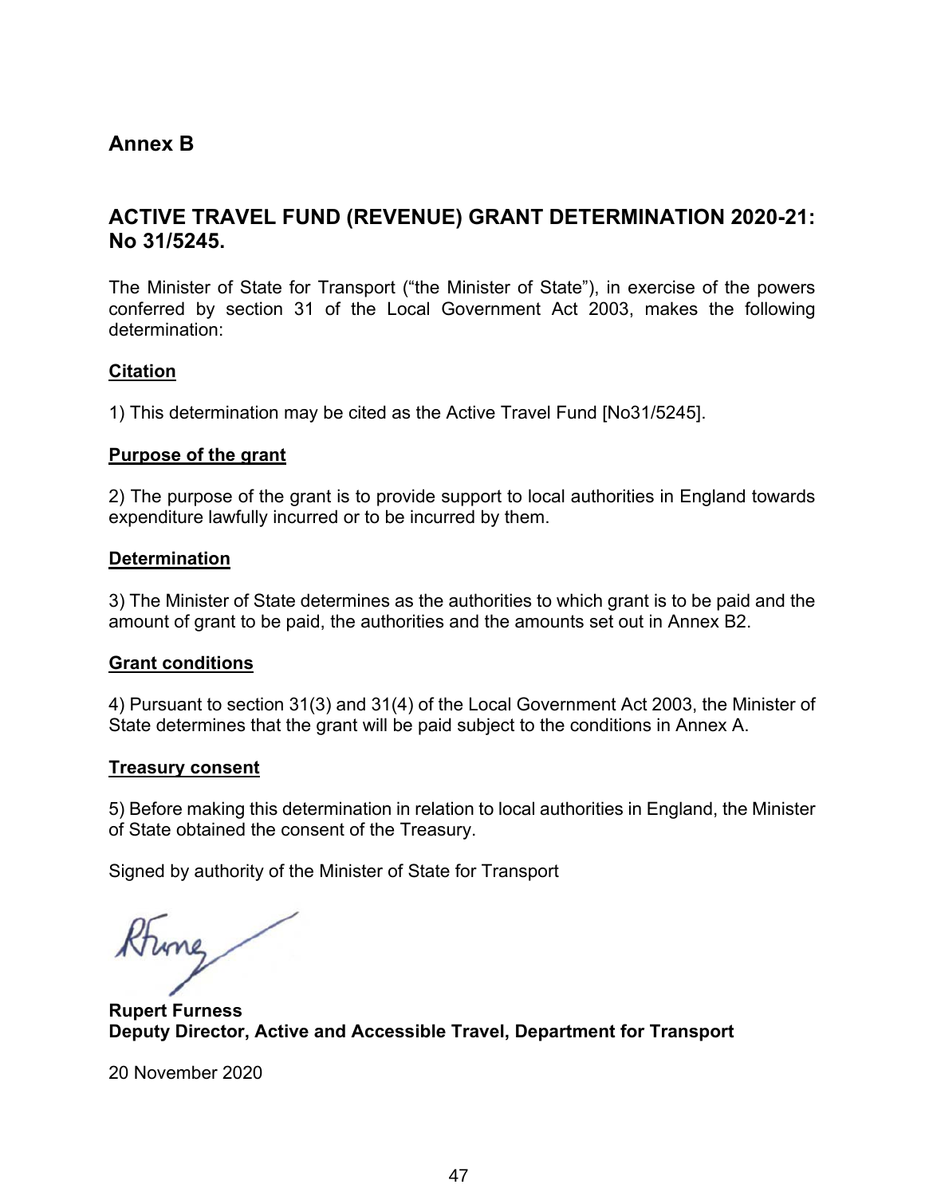## Annex B

## ACTIVE TRAVEL FUND (REVENUE) GRANT DETERMINATION 2020-21: No 31/5245.

The Minister of State for Transport ("the Minister of State"), in exercise of the powers conferred by section 31 of the Local Government Act 2003, makes the following determination:

**Citation**

1) This determination may be cited as the Active Travel Fund [No31/5245].

**Purpose of the grant**

2) The purpose of the grant is to provide support to local authorities in England towards expenditure lawfully incurred or to be incurred by them.

**Determination**

3) The Minister of State determines as the authorities to which grant is to be paid and the amount of grant to be paid, the authorities and the amounts set out in Annex B2.

**Grant conditions**

4) Pursuant to section 31(3) and 31(4) of the Local Government Act 2003, the Minister of State determines that the grant will be paid subject to the conditions in Annex A.

**Treasury consent**

5) Before making this determination in relation to local authorities in England, the Minister of State obtained the consent of the Treasury.

Signed by authority of the Minister of State for Transport

**Rupert Furness**
**Deputy Director, Active and Accessible Travel, Department for Transport**

20 November 2020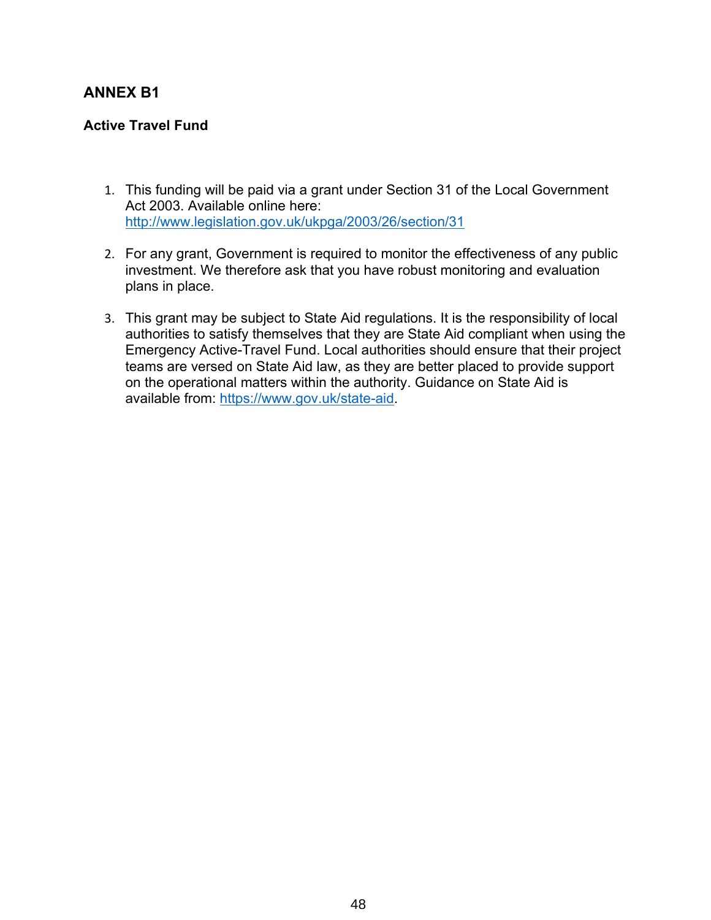## ANNEX B1

### Active Travel Fund

1. This funding will be paid via a grant under Section 31 of the Local Government Act 2003. Available online here: http://www.legislation.gov.uk/ukpga/2003/26/section/31

2. For any grant, Government is required to monitor the effectiveness of any public investment. We therefore ask that you have robust monitoring and evaluation plans in place.

3. This grant may be subject to State Aid regulations. It is the responsibility of local authorities to satisfy themselves that they are State Aid compliant when using the Emergency Active-Travel Fund. Local authorities should ensure that their project teams are versed on State Aid law, as they are better placed to provide support on the operational matters within the authority. Guidance on State Aid is available from: https://www.gov.uk/state-aid.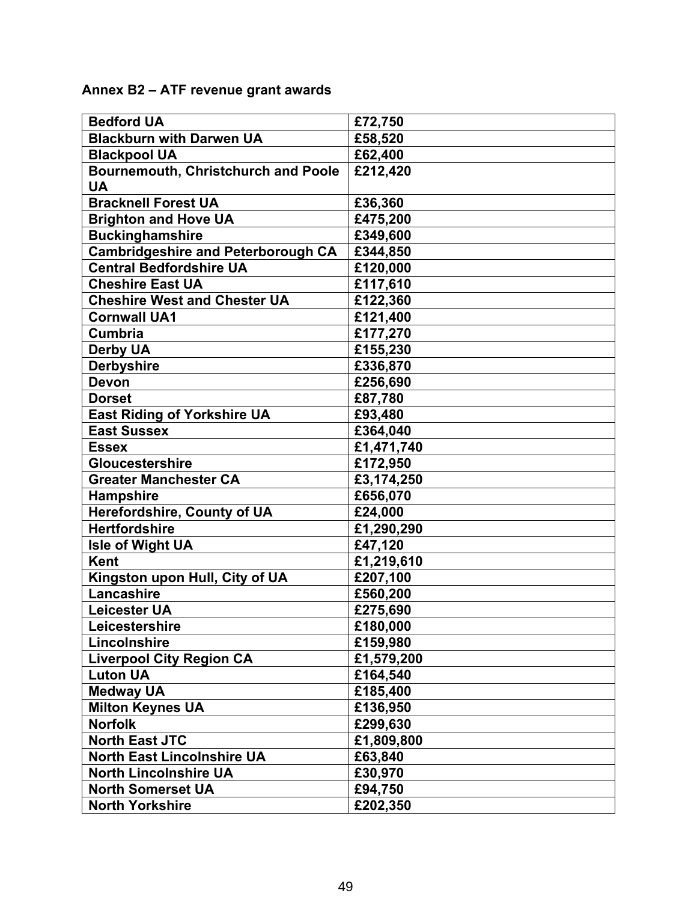### Annex B2 – ATF revenue grant awards

| | |
|---|---|
| **Bedford UA** | **£72,750** |
| **Blackburn with Darwen UA** | **£58,520** |
| **Blackpool UA** | **£62,400** |
| **Bournemouth, Christchurch and Poole UA** | **£212,420** |
| **Bracknell Forest UA** | **£36,360** |
| **Brighton and Hove UA** | **£475,200** |
| **Buckinghamshire** | **£349,600** |
| **Cambridgeshire and Peterborough CA** | **£344,850** |
| **Central Bedfordshire UA** | **£120,000** |
| **Cheshire East UA** | **£117,610** |
| **Cheshire West and Chester UA** | **£122,360** |
| **Cornwall UA1** | **£121,400** |
| **Cumbria** | **£177,270** |
| **Derby UA** | **£155,230** |
| **Derbyshire** | **£336,870** |
| **Devon** | **£256,690** |
| **Dorset** | **£87,780** |
| **East Riding of Yorkshire UA** | **£93,480** |
| **East Sussex** | **£364,040** |
| **Essex** | **£1,471,740** |
| **Gloucestershire** | **£172,950** |
| **Greater Manchester CA** | **£3,174,250** |
| **Hampshire** | **£656,070** |
| **Herefordshire, County of UA** | **£24,000** |
| **Hertfordshire** | **£1,290,290** |
| **Isle of Wight UA** | **£47,120** |
| **Kent** | **£1,219,610** |
| **Kingston upon Hull, City of UA** | **£207,100** |
| **Lancashire** | **£560,200** |
| **Leicester UA** | **£275,690** |
| **Leicestershire** | **£180,000** |
| **Lincolnshire** | **£159,980** |
| **Liverpool City Region CA** | **£1,579,200** |
| **Luton UA** | **£164,540** |
| **Medway UA** | **£185,400** |
| **Milton Keynes UA** | **£136,950** |
| **Norfolk** | **£299,630** |
| **North East JTC** | **£1,809,800** |
| **North East Lincolnshire UA** | **£63,840** |
| **North Lincolnshire UA** | **£30,970** |
| **North Somerset UA** | **£94,750** |
| **North Yorkshire** | **£202,350** |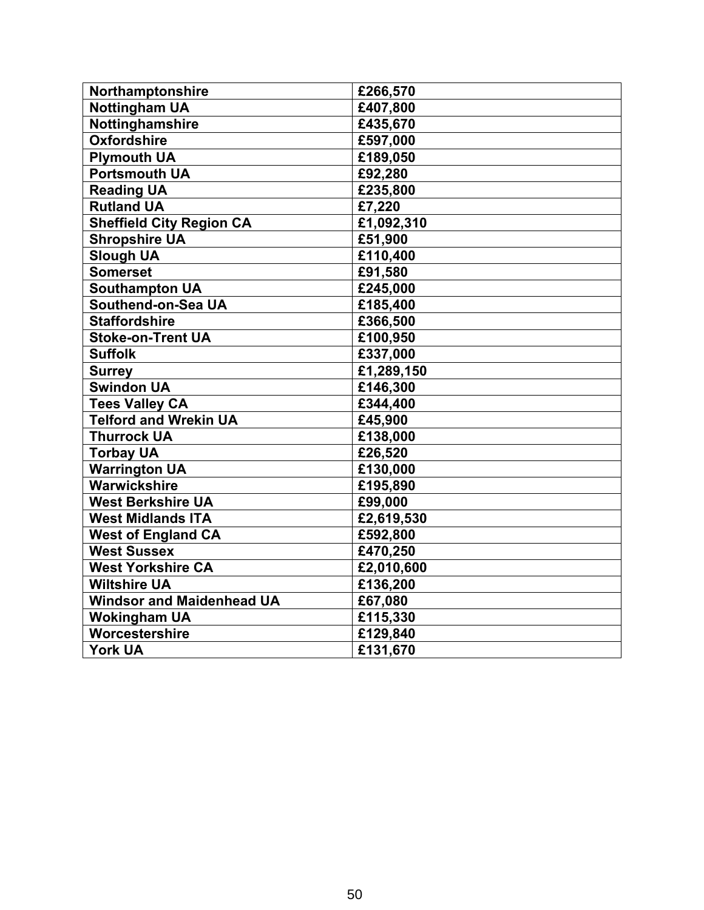| Northamptonshire | £266,570 |
|---|---|
| Nottingham UA | £407,800 |
| Nottinghamshire | £435,670 |
| Oxfordshire | £597,000 |
| Plymouth UA | £189,050 |
| Portsmouth UA | £92,280 |
| Reading UA | £235,800 |
| Rutland UA | £7,220 |
| Sheffield City Region CA | £1,092,310 |
| Shropshire UA | £51,900 |
| Slough UA | £110,400 |
| Somerset | £91,580 |
| Southampton UA | £245,000 |
| Southend-on-Sea UA | £185,400 |
| Staffordshire | £366,500 |
| Stoke-on-Trent UA | £100,950 |
| Suffolk | £337,000 |
| Surrey | £1,289,150 |
| Swindon UA | £146,300 |
| Tees Valley CA | £344,400 |
| Telford and Wrekin UA | £45,900 |
| Thurrock UA | £138,000 |
| Torbay UA | £26,520 |
| Warrington UA | £130,000 |
| Warwickshire | £195,890 |
| West Berkshire UA | £99,000 |
| West Midlands ITA | £2,619,530 |
| West of England CA | £592,800 |
| West Sussex | £470,250 |
| West Yorkshire CA | £2,010,600 |
| Wiltshire UA | £136,200 |
| Windsor and Maidenhead UA | £67,080 |
| Wokingham UA | £115,330 |
| Worcestershire | £129,840 |
| York UA | £131,670 |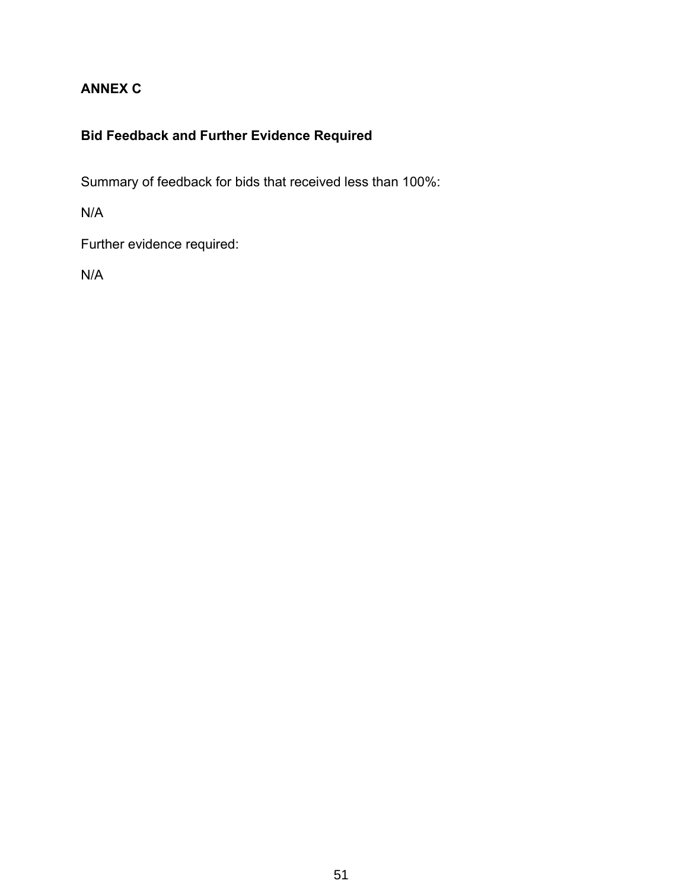# ANNEX C

## Bid Feedback and Further Evidence Required

Summary of feedback for bids that received less than 100%:

N/A

Further evidence required:

N/A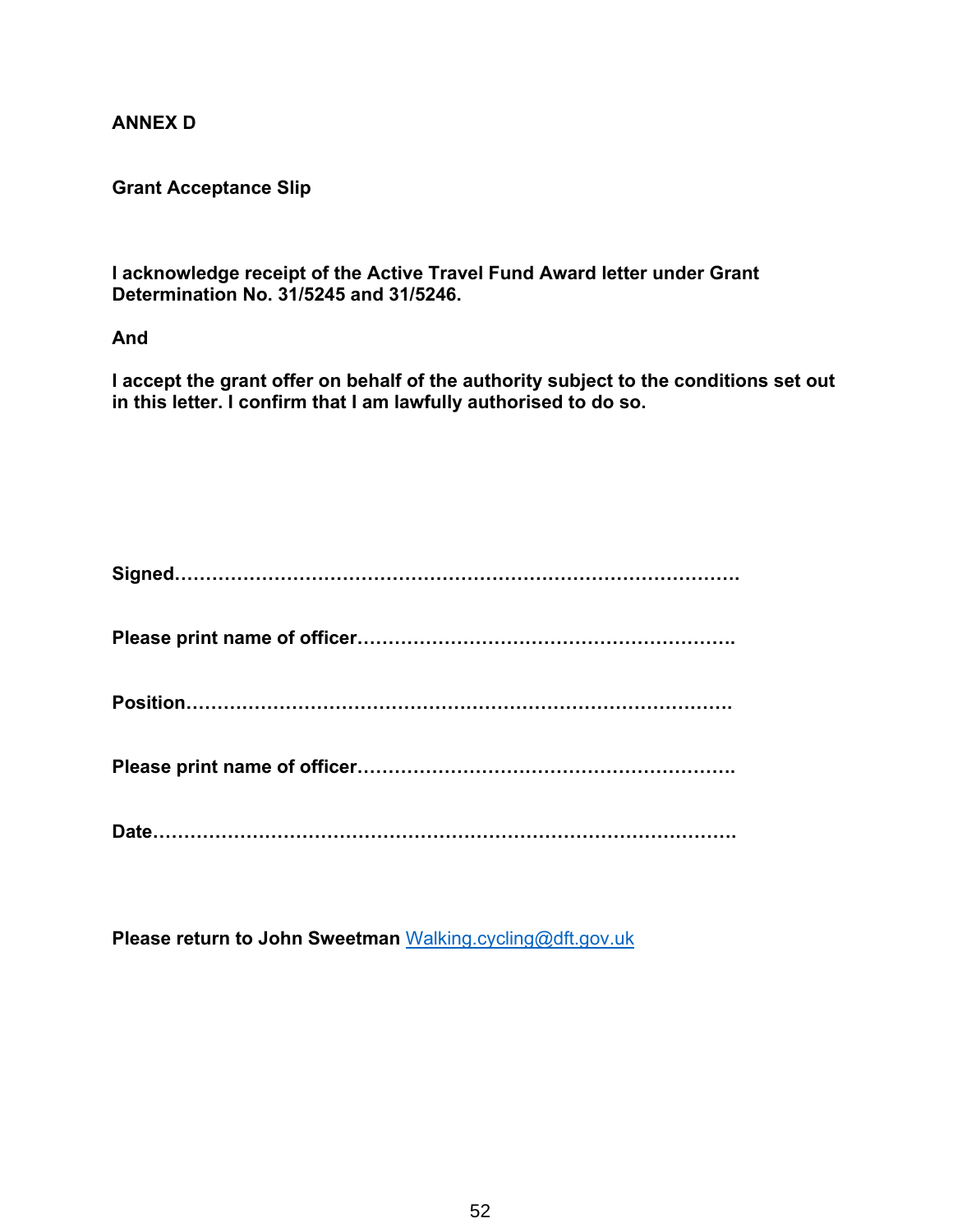**ANNEX D**

**Grant Acceptance Slip**

**I acknowledge receipt of the Active Travel Fund Award letter under Grant Determination No. 31/5245 and 31/5246.**

**And**

**I accept the grant offer on behalf of the authority subject to the conditions set out in this letter. I confirm that I am lawfully authorised to do so.**

**Signed……………………………………………………………………………….**

**Please print name of officer…………………………………………………….**

**Position…………………………………………………………………………….**

**Please print name of officer…………………………………………………….**

**Date……………………………………………………………………………….**

**Please return to John Sweetman** [Walking.cycling@dft.gov.uk](mailto:Walking.cycling@dft.gov.uk)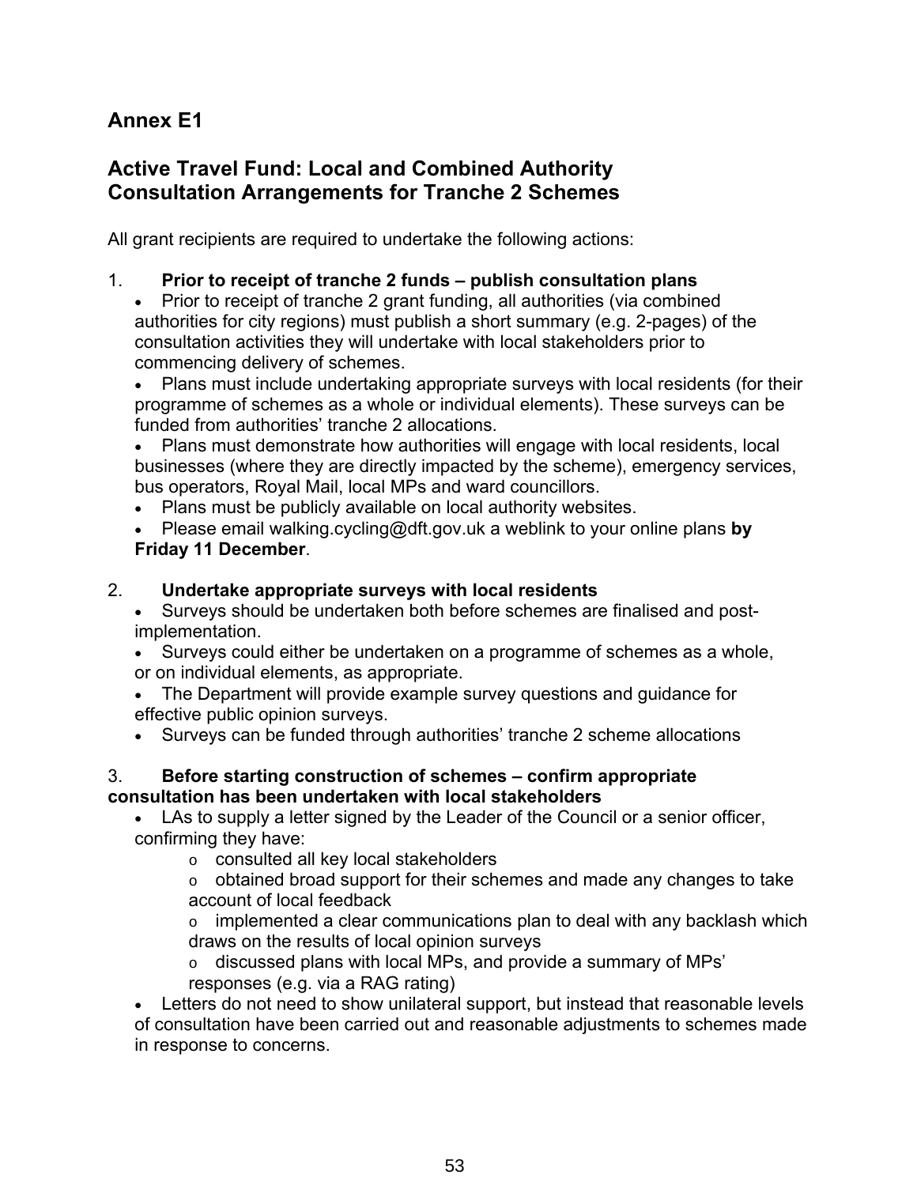## Annex E1

## Active Travel Fund: Local and Combined Authority Consultation Arrangements for Tranche 2 Schemes

All grant recipients are required to undertake the following actions:

1. **Prior to receipt of tranche 2 funds – publish consultation plans**
   - Prior to receipt of tranche 2 grant funding, all authorities (via combined authorities for city regions) must publish a short summary (e.g. 2-pages) of the consultation activities they will undertake with local stakeholders prior to commencing delivery of schemes.
   - Plans must include undertaking appropriate surveys with local residents (for their programme of schemes as a whole or individual elements). These surveys can be funded from authorities' tranche 2 allocations.
   - Plans must demonstrate how authorities will engage with local residents, local businesses (where they are directly impacted by the scheme), emergency services, bus operators, Royal Mail, local MPs and ward councillors.
   - Plans must be publicly available on local authority websites.
   - Please email walking.cycling@dft.gov.uk a weblink to your online plans **by Friday 11 December**.

2. **Undertake appropriate surveys with local residents**
   - Surveys should be undertaken both before schemes are finalised and post-implementation.
   - Surveys could either be undertaken on a programme of schemes as a whole, or on individual elements, as appropriate.
   - The Department will provide example survey questions and guidance for effective public opinion surveys.
   - Surveys can be funded through authorities' tranche 2 scheme allocations

3. **Before starting construction of schemes – confirm appropriate consultation has been undertaken with local stakeholders**
   - LAs to supply a letter signed by the Leader of the Council or a senior officer, confirming they have:
     - consulted all key local stakeholders
     - obtained broad support for their schemes and made any changes to take account of local feedback
     - implemented a clear communications plan to deal with any backlash which draws on the results of local opinion surveys
     - discussed plans with local MPs, and provide a summary of MPs' responses (e.g. via a RAG rating)
   - Letters do not need to show unilateral support, but instead that reasonable levels of consultation have been carried out and reasonable adjustments to schemes made in response to concerns.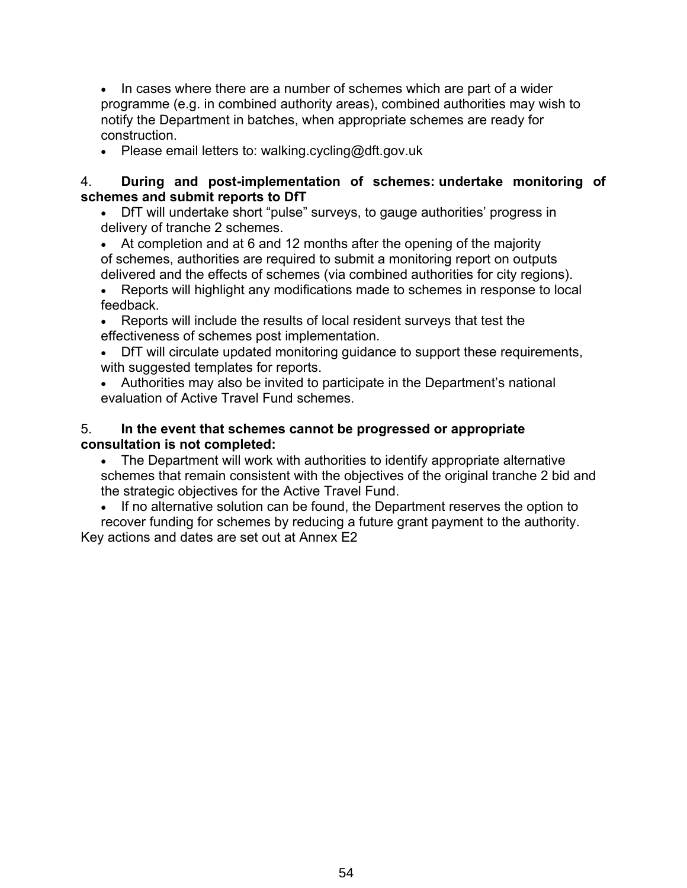- In cases where there are a number of schemes which are part of a wider programme (e.g. in combined authority areas), combined authorities may wish to notify the Department in batches, when appropriate schemes are ready for construction.
- Please email letters to: walking.cycling@dft.gov.uk

4. **During and post-implementation of schemes: undertake monitoring of schemes and submit reports to DfT**

- DfT will undertake short "pulse" surveys, to gauge authorities' progress in delivery of tranche 2 schemes.
- At completion and at 6 and 12 months after the opening of the majority of schemes, authorities are required to submit a monitoring report on outputs delivered and the effects of schemes (via combined authorities for city regions).
- Reports will highlight any modifications made to schemes in response to local feedback.
- Reports will include the results of local resident surveys that test the effectiveness of schemes post implementation.
- DfT will circulate updated monitoring guidance to support these requirements, with suggested templates for reports.
- Authorities may also be invited to participate in the Department's national evaluation of Active Travel Fund schemes.

5. **In the event that schemes cannot be progressed or appropriate consultation is not completed:**

- The Department will work with authorities to identify appropriate alternative schemes that remain consistent with the objectives of the original tranche 2 bid and the strategic objectives for the Active Travel Fund.
- If no alternative solution can be found, the Department reserves the option to recover funding for schemes by reducing a future grant payment to the authority.

Key actions and dates are set out at Annex E2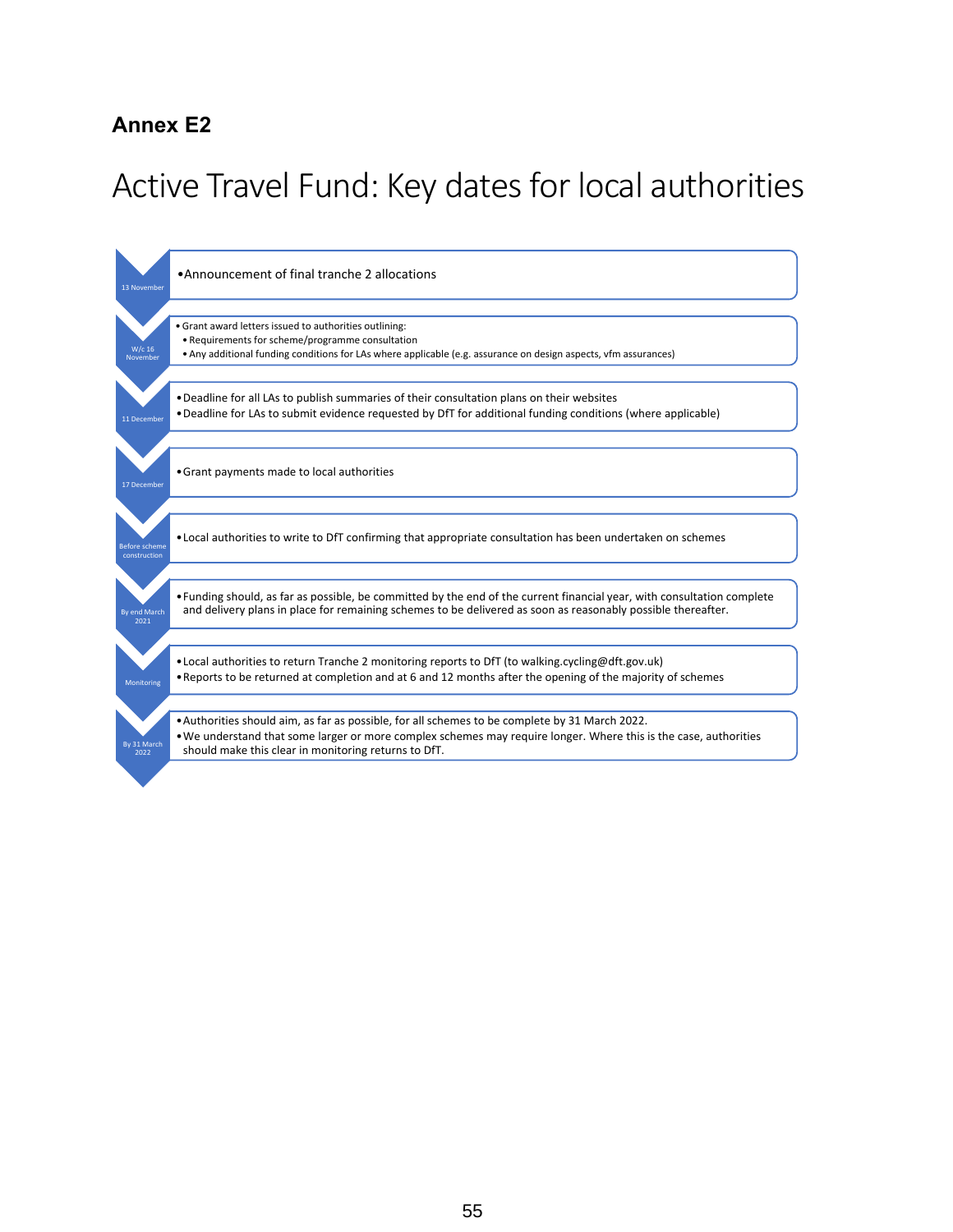## Annex E2

# Active Travel Fund: Key dates for local authorities

| Date | Details |
| --- | --- |
| 13 November | • Announcement of final tranche 2 allocations |
| W/c 16 November | • Grant award letters issued to authorities outlining:<br>• Requirements for scheme/programme consultation<br>• Any additional funding conditions for LAs where applicable (e.g. assurance on design aspects, vfm assurances) |
| 11 December | • Deadline for all LAs to publish summaries of their consultation plans on their websites<br>• Deadline for LAs to submit evidence requested by DfT for additional funding conditions (where applicable) |
| 17 December | • Grant payments made to local authorities |
| Before scheme construction | • Local authorities to write to DfT confirming that appropriate consultation has been undertaken on schemes |
| By end March 2021 | • Funding should, as far as possible, be committed by the end of the current financial year, with consultation complete and delivery plans in place for remaining schemes to be delivered as soon as reasonably possible thereafter. |
| Monitoring | • Local authorities to return Tranche 2 monitoring reports to DfT (to walking.cycling@dft.gov.uk)<br>• Reports to be returned at completion and at 6 and 12 months after the opening of the majority of schemes |
| By 31 March 2022 | • Authorities should aim, as far as possible, for all schemes to be complete by 31 March 2022.<br>• We understand that some larger or more complex schemes may require longer. Where this is the case, authorities should make this clear in monitoring returns to DfT. |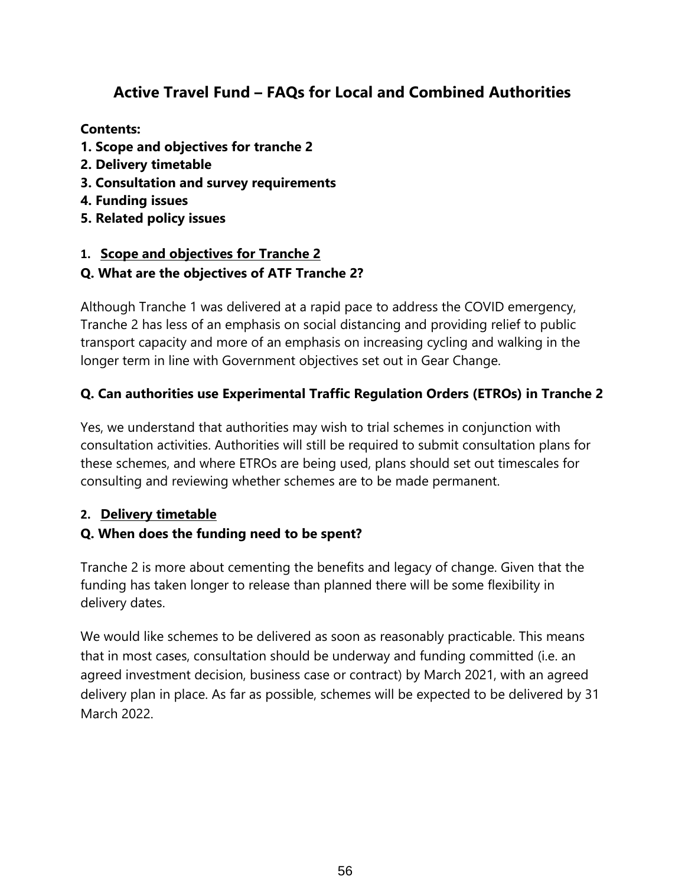# Active Travel Fund – FAQs for Local and Combined Authorities

**Contents:**

**1. Scope and objectives for tranche 2**
**2. Delivery timetable**
**3. Consultation and survey requirements**
**4. Funding issues**
**5. Related policy issues**

## 1. Scope and objectives for Tranche 2

### Q. What are the objectives of ATF Tranche 2?

Although Tranche 1 was delivered at a rapid pace to address the COVID emergency, Tranche 2 has less of an emphasis on social distancing and providing relief to public transport capacity and more of an emphasis on increasing cycling and walking in the longer term in line with Government objectives set out in Gear Change.

### Q. Can authorities use Experimental Traffic Regulation Orders (ETROs) in Tranche 2

Yes, we understand that authorities may wish to trial schemes in conjunction with consultation activities. Authorities will still be required to submit consultation plans for these schemes, and where ETROs are being used, plans should set out timescales for consulting and reviewing whether schemes are to be made permanent.

## 2. Delivery timetable

### Q. When does the funding need to be spent?

Tranche 2 is more about cementing the benefits and legacy of change. Given that the funding has taken longer to release than planned there will be some flexibility in delivery dates.

We would like schemes to be delivered as soon as reasonably practicable. This means that in most cases, consultation should be underway and funding committed (i.e. an agreed investment decision, business case or contract) by March 2021, with an agreed delivery plan in place. As far as possible, schemes will be expected to be delivered by 31 March 2022.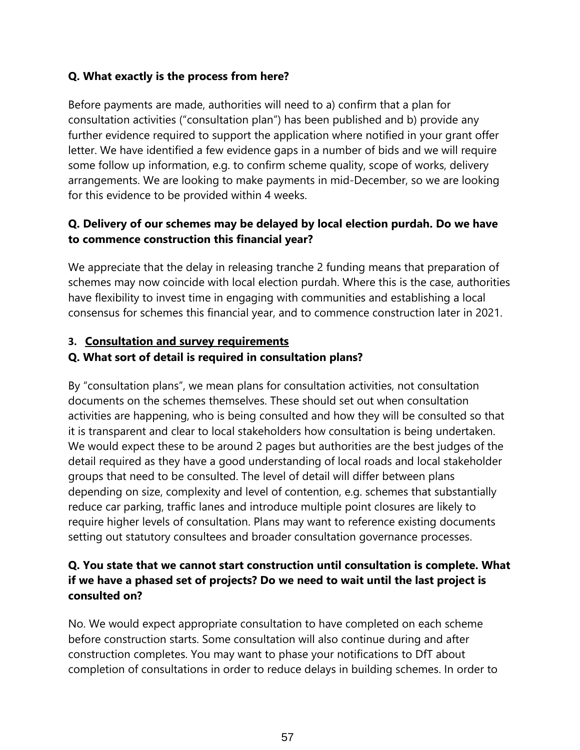**Q. What exactly is the process from here?**

Before payments are made, authorities will need to a) confirm that a plan for consultation activities ("consultation plan") has been published and b) provide any further evidence required to support the application where notified in your grant offer letter. We have identified a few evidence gaps in a number of bids and we will require some follow up information, e.g. to confirm scheme quality, scope of works, delivery arrangements. We are looking to make payments in mid-December, so we are looking for this evidence to be provided within 4 weeks.

**Q. Delivery of our schemes may be delayed by local election purdah. Do we have to commence construction this financial year?**

We appreciate that the delay in releasing tranche 2 funding means that preparation of schemes may now coincide with local election purdah. Where this is the case, authorities have flexibility to invest time in engaging with communities and establishing a local consensus for schemes this financial year, and to commence construction later in 2021.

## 3. Consultation and survey requirements

**Q. What sort of detail is required in consultation plans?**

By "consultation plans", we mean plans for consultation activities, not consultation documents on the schemes themselves. These should set out when consultation activities are happening, who is being consulted and how they will be consulted so that it is transparent and clear to local stakeholders how consultation is being undertaken. We would expect these to be around 2 pages but authorities are the best judges of the detail required as they have a good understanding of local roads and local stakeholder groups that need to be consulted. The level of detail will differ between plans depending on size, complexity and level of contention, e.g. schemes that substantially reduce car parking, traffic lanes and introduce multiple point closures are likely to require higher levels of consultation. Plans may want to reference existing documents setting out statutory consultees and broader consultation governance processes.

**Q. You state that we cannot start construction until consultation is complete. What if we have a phased set of projects? Do we need to wait until the last project is consulted on?**

No. We would expect appropriate consultation to have completed on each scheme before construction starts. Some consultation will also continue during and after construction completes. You may want to phase your notifications to DfT about completion of consultations in order to reduce delays in building schemes. In order to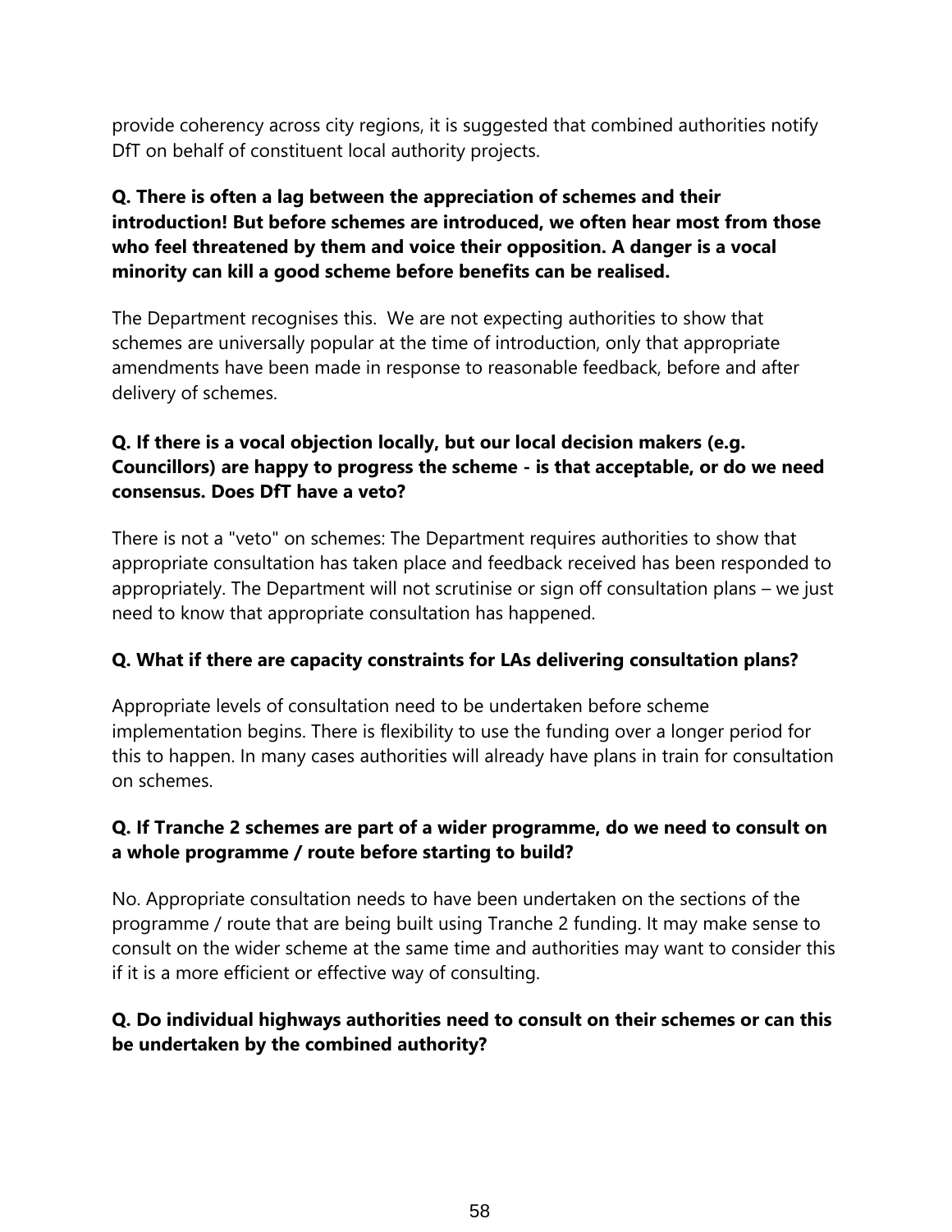provide coherency across city regions, it is suggested that combined authorities notify DfT on behalf of constituent local authority projects.

**Q. There is often a lag between the appreciation of schemes and their introduction! But before schemes are introduced, we often hear most from those who feel threatened by them and voice their opposition. A danger is a vocal minority can kill a good scheme before benefits can be realised.**

The Department recognises this. We are not expecting authorities to show that schemes are universally popular at the time of introduction, only that appropriate amendments have been made in response to reasonable feedback, before and after delivery of schemes.

**Q. If there is a vocal objection locally, but our local decision makers (e.g. Councillors) are happy to progress the scheme - is that acceptable, or do we need consensus. Does DfT have a veto?**

There is not a "veto" on schemes: The Department requires authorities to show that appropriate consultation has taken place and feedback received has been responded to appropriately. The Department will not scrutinise or sign off consultation plans – we just need to know that appropriate consultation has happened.

**Q. What if there are capacity constraints for LAs delivering consultation plans?**

Appropriate levels of consultation need to be undertaken before scheme implementation begins. There is flexibility to use the funding over a longer period for this to happen. In many cases authorities will already have plans in train for consultation on schemes.

**Q. If Tranche 2 schemes are part of a wider programme, do we need to consult on a whole programme / route before starting to build?**

No. Appropriate consultation needs to have been undertaken on the sections of the programme / route that are being built using Tranche 2 funding. It may make sense to consult on the wider scheme at the same time and authorities may want to consider this if it is a more efficient or effective way of consulting.

**Q. Do individual highways authorities need to consult on their schemes or can this be undertaken by the combined authority?**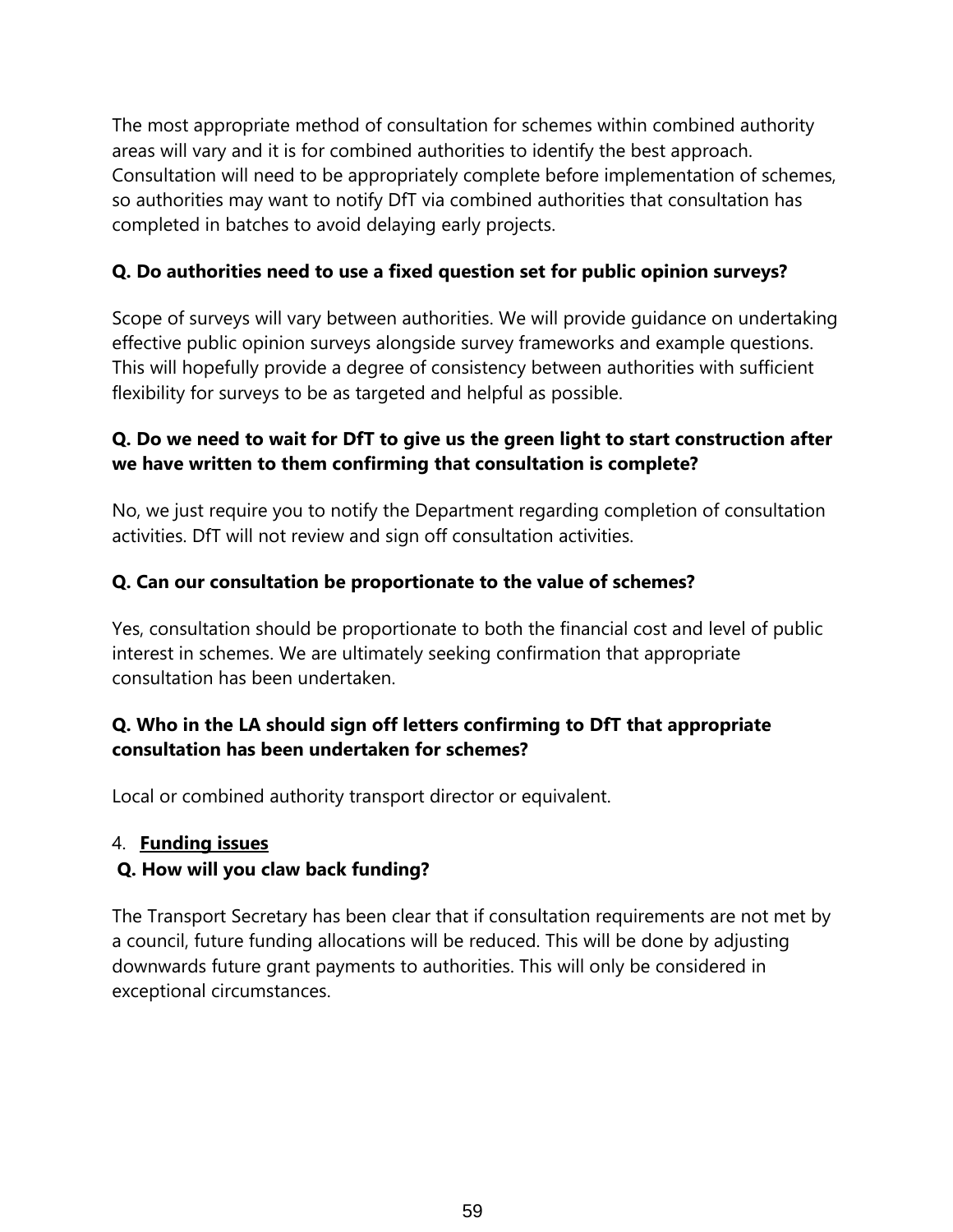The most appropriate method of consultation for schemes within combined authority areas will vary and it is for combined authorities to identify the best approach. Consultation will need to be appropriately complete before implementation of schemes, so authorities may want to notify DfT via combined authorities that consultation has completed in batches to avoid delaying early projects.

**Q. Do authorities need to use a fixed question set for public opinion surveys?**

Scope of surveys will vary between authorities. We will provide guidance on undertaking effective public opinion surveys alongside survey frameworks and example questions. This will hopefully provide a degree of consistency between authorities with sufficient flexibility for surveys to be as targeted and helpful as possible.

**Q. Do we need to wait for DfT to give us the green light to start construction after we have written to them confirming that consultation is complete?**

No, we just require you to notify the Department regarding completion of consultation activities. DfT will not review and sign off consultation activities.

**Q. Can our consultation be proportionate to the value of schemes?**

Yes, consultation should be proportionate to both the financial cost and level of public interest in schemes. We are ultimately seeking confirmation that appropriate consultation has been undertaken.

**Q. Who in the LA should sign off letters confirming to DfT that appropriate consultation has been undertaken for schemes?**

Local or combined authority transport director or equivalent.

## 4. **Funding issues**

**Q. How will you claw back funding?**

The Transport Secretary has been clear that if consultation requirements are not met by a council, future funding allocations will be reduced. This will be done by adjusting downwards future grant payments to authorities. This will only be considered in exceptional circumstances.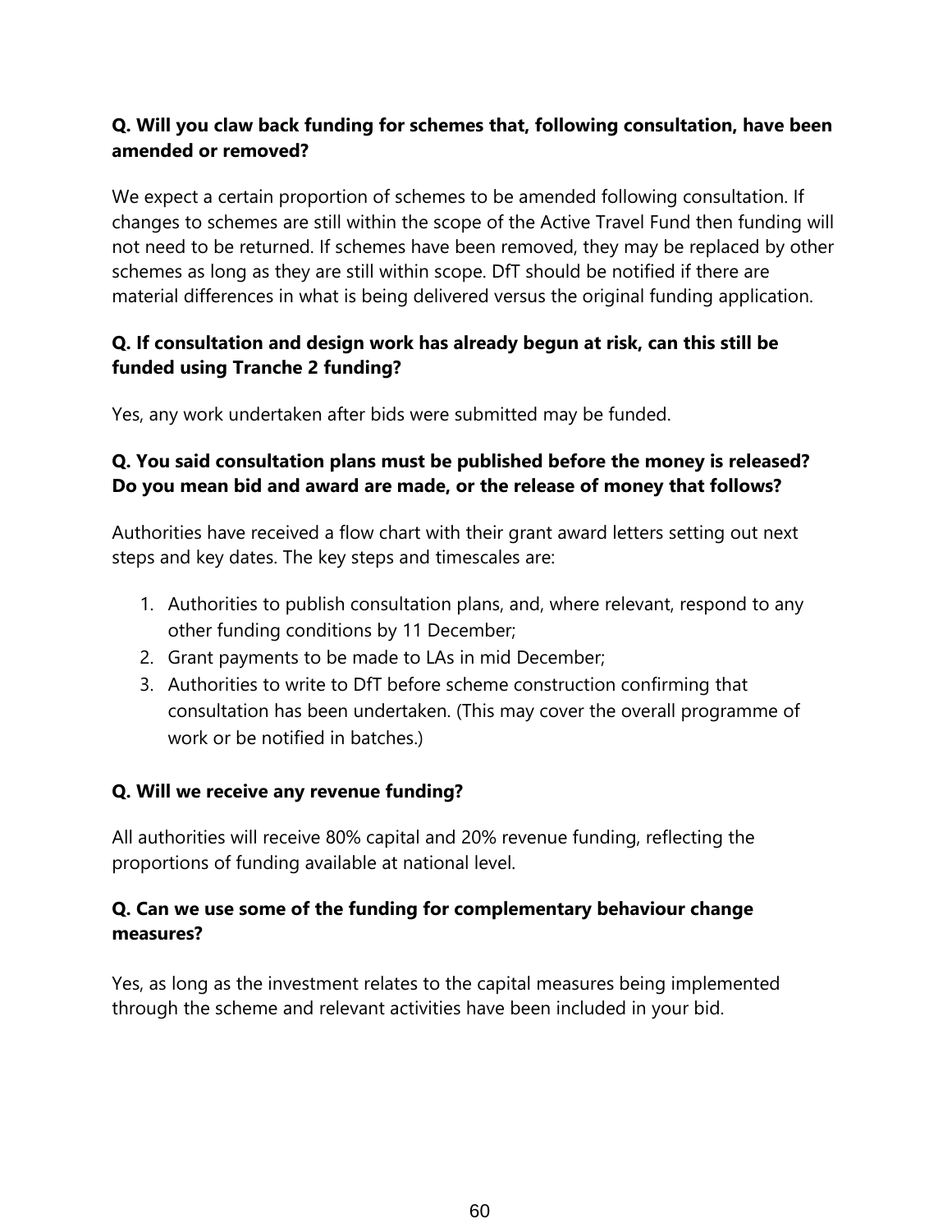**Q. Will you claw back funding for schemes that, following consultation, have been amended or removed?**

We expect a certain proportion of schemes to be amended following consultation. If changes to schemes are still within the scope of the Active Travel Fund then funding will not need to be returned. If schemes have been removed, they may be replaced by other schemes as long as they are still within scope. DfT should be notified if there are material differences in what is being delivered versus the original funding application.

**Q. If consultation and design work has already begun at risk, can this still be funded using Tranche 2 funding?**

Yes, any work undertaken after bids were submitted may be funded.

**Q. You said consultation plans must be published before the money is released? Do you mean bid and award are made, or the release of money that follows?**

Authorities have received a flow chart with their grant award letters setting out next steps and key dates. The key steps and timescales are:

1. Authorities to publish consultation plans, and, where relevant, respond to any other funding conditions by 11 December;
2. Grant payments to be made to LAs in mid December;
3. Authorities to write to DfT before scheme construction confirming that consultation has been undertaken. (This may cover the overall programme of work or be notified in batches.)

**Q. Will we receive any revenue funding?**

All authorities will receive 80% capital and 20% revenue funding, reflecting the proportions of funding available at national level.

**Q. Can we use some of the funding for complementary behaviour change measures?**

Yes, as long as the investment relates to the capital measures being implemented through the scheme and relevant activities have been included in your bid.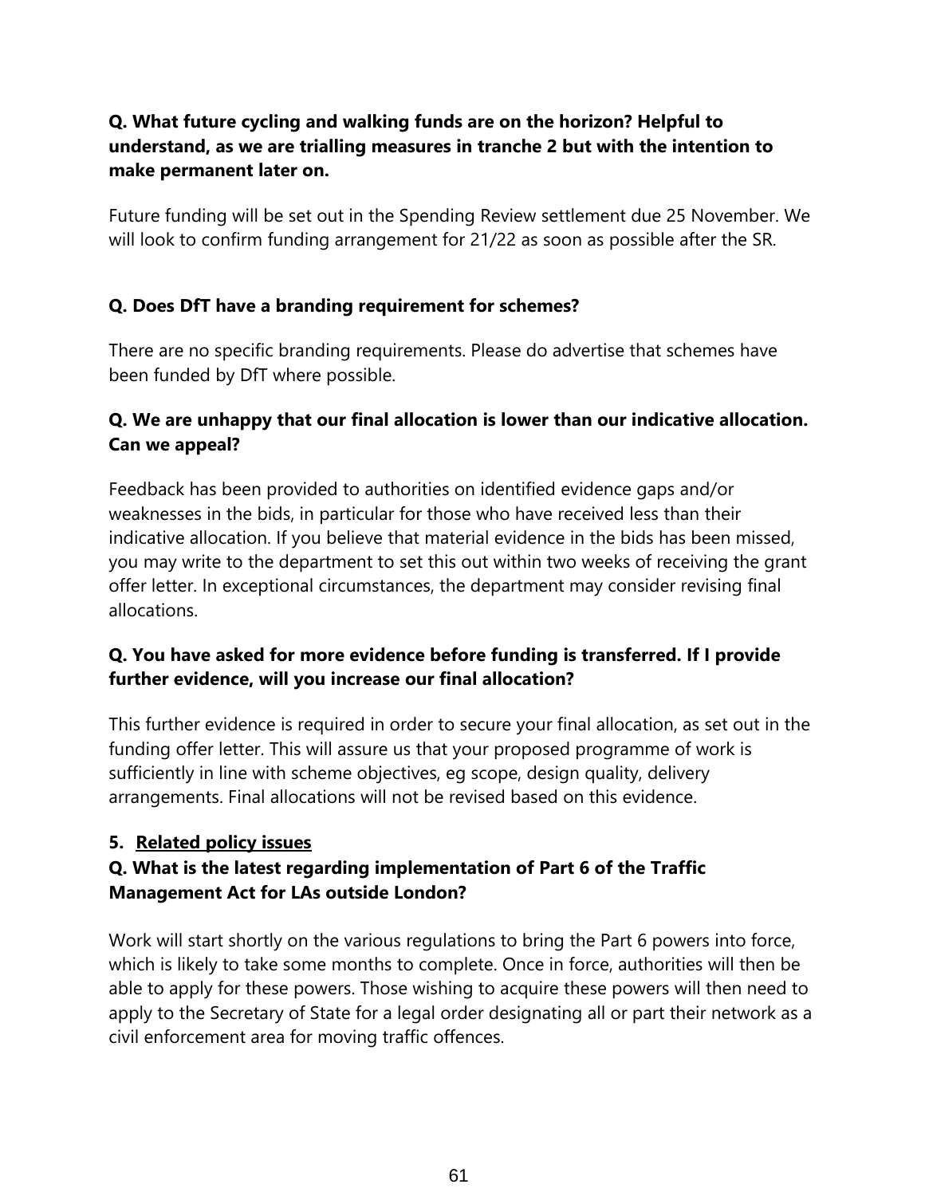**Q. What future cycling and walking funds are on the horizon? Helpful to understand, as we are trialling measures in tranche 2 but with the intention to make permanent later on.**

Future funding will be set out in the Spending Review settlement due 25 November. We will look to confirm funding arrangement for 21/22 as soon as possible after the SR.

**Q. Does DfT have a branding requirement for schemes?**

There are no specific branding requirements. Please do advertise that schemes have been funded by DfT where possible.

**Q. We are unhappy that our final allocation is lower than our indicative allocation. Can we appeal?**

Feedback has been provided to authorities on identified evidence gaps and/or weaknesses in the bids, in particular for those who have received less than their indicative allocation. If you believe that material evidence in the bids has been missed, you may write to the department to set this out within two weeks of receiving the grant offer letter. In exceptional circumstances, the department may consider revising final allocations.

**Q. You have asked for more evidence before funding is transferred. If I provide further evidence, will you increase our final allocation?**

This further evidence is required in order to secure your final allocation, as set out in the funding offer letter. This will assure us that your proposed programme of work is sufficiently in line with scheme objectives, eg scope, design quality, delivery arrangements. Final allocations will not be revised based on this evidence.

## 5. Related policy issues

**Q. What is the latest regarding implementation of Part 6 of the Traffic Management Act for LAs outside London?**

Work will start shortly on the various regulations to bring the Part 6 powers into force, which is likely to take some months to complete. Once in force, authorities will then be able to apply for these powers. Those wishing to acquire these powers will then need to apply to the Secretary of State for a legal order designating all or part their network as a civil enforcement area for moving traffic offences.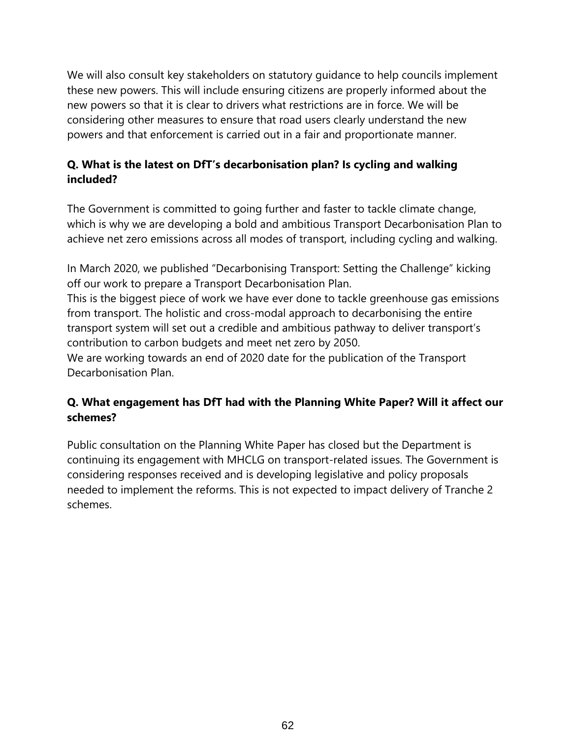We will also consult key stakeholders on statutory guidance to help councils implement these new powers. This will include ensuring citizens are properly informed about the new powers so that it is clear to drivers what restrictions are in force. We will be considering other measures to ensure that road users clearly understand the new powers and that enforcement is carried out in a fair and proportionate manner.

**Q. What is the latest on DfT's decarbonisation plan? Is cycling and walking included?**

The Government is committed to going further and faster to tackle climate change, which is why we are developing a bold and ambitious Transport Decarbonisation Plan to achieve net zero emissions across all modes of transport, including cycling and walking.

In March 2020, we published "Decarbonising Transport: Setting the Challenge" kicking off our work to prepare a Transport Decarbonisation Plan.
This is the biggest piece of work we have ever done to tackle greenhouse gas emissions from transport. The holistic and cross-modal approach to decarbonising the entire transport system will set out a credible and ambitious pathway to deliver transport's contribution to carbon budgets and meet net zero by 2050.
We are working towards an end of 2020 date for the publication of the Transport Decarbonisation Plan.

**Q. What engagement has DfT had with the Planning White Paper? Will it affect our schemes?**

Public consultation on the Planning White Paper has closed but the Department is continuing its engagement with MHCLG on transport-related issues. The Government is considering responses received and is developing legislative and policy proposals needed to implement the reforms. This is not expected to impact delivery of Tranche 2 schemes.